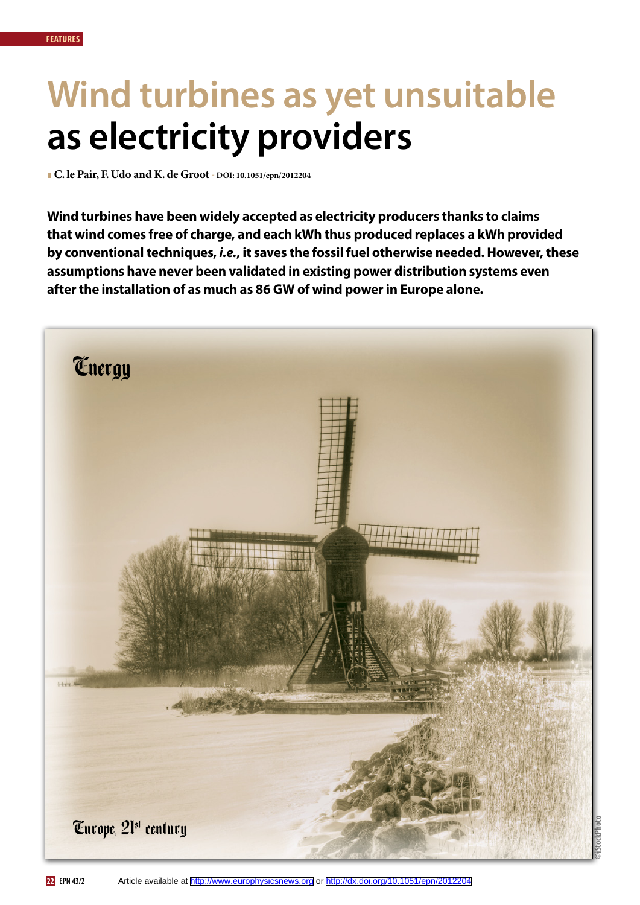# Wind turbines as yet unsuitable as electricity providers

C. le Pair, F. Udo and K. de Groot - DOI: 10.1051/epn/2012204

**Wind turbines have been widely accepted as electricity producers thanks to claims that wind comes free of charge, and each kWh thus produced replaces a kWh provided by conventional techniques, *i.e.*, it saves the fossil fuel otherwise needed. However, these assumptions have never been validated in existing power distribution systems even after the installation of as much as 86 GW of wind power in Europe alone.**

Article available at http://www.europhysicsnews.org or http://dx.doi.org/10.1051/epn/2012204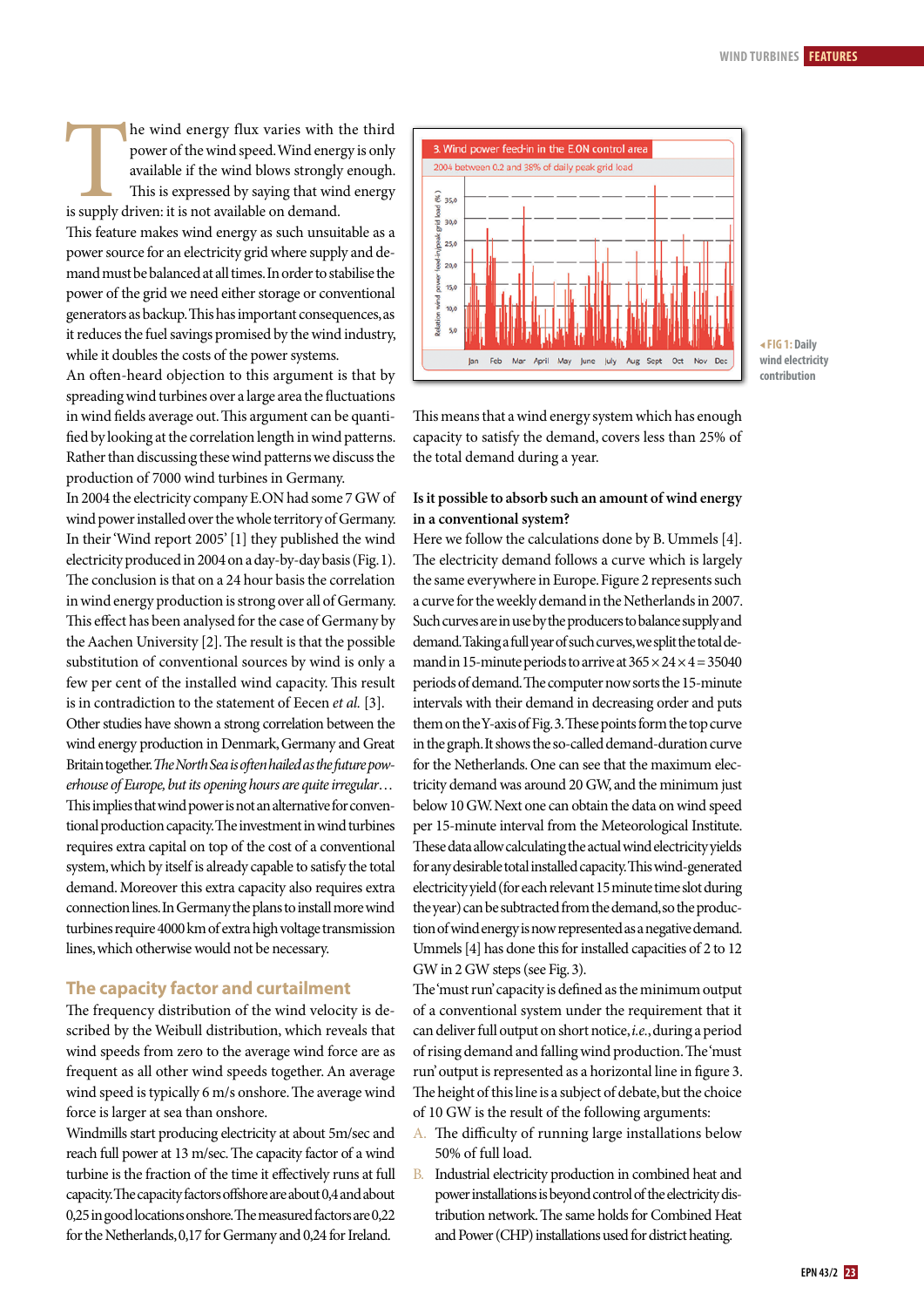The wind energy flux varies with the third power of the wind speed. Wind energy is only available if the wind blows strongly enough. This is expressed by saying that wind energy is supply driven: it is not available on demand.

This feature makes wind energy as such unsuitable as a power source for an electricity grid where supply and demand must be balanced at all times. In order to stabilise the power of the grid we need either storage or conventional generators as backup. This has important consequences, as it reduces the fuel savings promised by the wind industry, while it doubles the costs of the power systems.

An often-heard objection to this argument is that by spreading wind turbines over a large area the fluctuations in wind fields average out. This argument can be quantified by looking at the correlation length in wind patterns. Rather than discussing these wind patterns we discuss the production of 7000 wind turbines in Germany.

In 2004 the electricity company E.ON had some 7 GW of wind power installed over the whole territory of Germany. In their 'Wind report 2005' [1] they published the wind electricity produced in 2004 on a day-by-day basis (Fig. 1). The conclusion is that on a 24 hour basis the correlation in wind energy production is strong over all of Germany. This effect has been analysed for the case of Germany by the Aachen University [2]. The result is that the possible substitution of conventional sources by wind is only a few per cent of the installed wind capacity. This result is in contradiction to the statement of Eecen *et al.* [3].

Other studies have shown a strong correlation between the wind energy production in Denmark, Germany and Great Britain together. *The North Sea is often hailed as the future powerhouse of Europe, but its opening hours are quite irregular…* This implies that wind power is not an alternative for conventional production capacity. The investment in wind turbines requires extra capital on top of the cost of a conventional system, which by itself is already capable to satisfy the total demand. Moreover this extra capacity also requires extra connection lines. In Germany the plans to install more wind turbines require 4000 km of extra high voltage transmission lines, which otherwise would not be necessary.

## The capacity factor and curtailment

The frequency distribution of the wind velocity is described by the Weibull distribution, which reveals that wind speeds from zero to the average wind force are as frequent as all other wind speeds together. An average wind speed is typically 6 m/s onshore. The average wind force is larger at sea than onshore.

Windmills start producing electricity at about 5m/sec and reach full power at 13 m/sec. The capacity factor of a wind turbine is the fraction of the time it effectively runs at full capacity. The capacity factors offshore are about 0,4 and about 0,25 in good locations onshore. The measured factors are 0,22 for the Netherlands, 0,17 for Germany and 0,24 for Ireland.

◂FIG 1: Daily wind electricity contribution

This means that a wind energy system which has enough capacity to satisfy the demand, covers less than 25% of the total demand during a year.

**Is it possible to absorb such an amount of wind energy in a conventional system?**

Here we follow the calculations done by B. Ummels [4]. The electricity demand follows a curve which is largely the same everywhere in Europe. Figure 2 represents such a curve for the weekly demand in the Netherlands in 2007. Such curves are in use by the producers to balance supply and demand. Taking a full year of such curves, we split the total demand in 15-minute periods to arrive at $365 \times 24 \times 4 = 35040$ periods of demand. The computer now sorts the 15-minute intervals with their demand in decreasing order and puts them on the Y-axis of Fig. 3. These points form the top curve in the graph. It shows the so-called demand-duration curve for the Netherlands. One can see that the maximum electricity demand was around 20 GW, and the minimum just below 10 GW. Next one can obtain the data on wind speed per 15-minute interval from the Meteorological Institute. These data allow calculating the actual wind electricity yields for any desirable total installed capacity. This wind-generated electricity yield (for each relevant 15 minute time slot during the year) can be subtracted from the demand, so the production of wind energy is now represented as a negative demand. Ummels [4] has done this for installed capacities of 2 to 12 GW in 2 GW steps (see Fig. 3).

The 'must run' capacity is defined as the minimum output of a conventional system under the requirement that it can deliver full output on short notice, *i.e.*, during a period of rising demand and falling wind production. The 'must run' output is represented as a horizontal line in figure 3. The height of this line is a subject of debate, but the choice of 10 GW is the result of the following arguments:

A. The difficulty of running large installations below 50% of full load.

B. Industrial electricity production in combined heat and power installations is beyond control of the electricity distribution network. The same holds for Combined Heat and Power (CHP) installations used for district heating.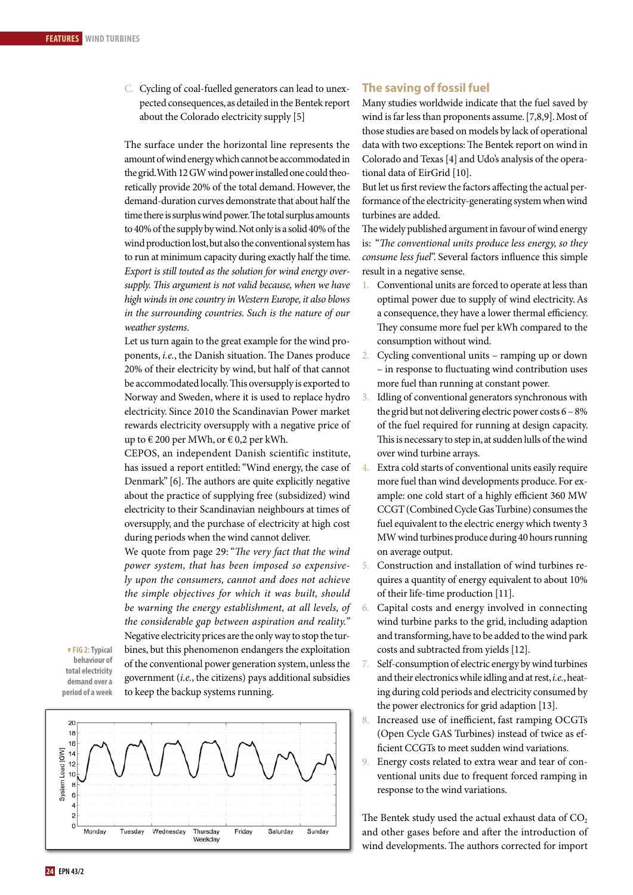C. Cycling of coal-fuelled generators can lead to unexpected consequences, as detailed in the Bentek report about the Colorado electricity supply [5]

The surface under the horizontal line represents the amount of wind energy which cannot be accommodated in the grid. With 12 GW wind power installed one could theoretically provide 20% of the total demand. However, the demand-duration curves demonstrate that about half the time there is surplus wind power. The total surplus amounts to 40% of the supply by wind. Not only is a solid 40% of the wind production lost, but also the conventional system has to run at minimum capacity during exactly half the time. *Export is still touted as the solution for wind energy oversupply. This argument is not valid because, when we have high winds in one country in Western Europe, it also blows in the surrounding countries. Such is the nature of our weather systems.*

Let us turn again to the great example for the wind proponents, *i.e.*, the Danish situation. The Danes produce 20% of their electricity by wind, but half of that cannot be accommodated locally. This oversupply is exported to Norway and Sweden, where it is used to replace hydro electricity. Since 2010 the Scandinavian Power market rewards electricity oversupply with a negative price of up to € 200 per MWh, or € 0,2 per kWh.

CEPOS, an independent Danish scientific institute, has issued a report entitled: "Wind energy, the case of Denmark" [6]. The authors are quite explicitly negative about the practice of supplying free (subsidized) wind electricity to their Scandinavian neighbours at times of oversupply, and the purchase of electricity at high cost during periods when the wind cannot deliver.

We quote from page 29: "*The very fact that the wind power system, that has been imposed so expensively upon the consumers, cannot and does not achieve the simple objectives for which it was built, should be warning the energy establishment, at all levels, of the considerable gap between aspiration and reality.*"

Negative electricity prices are the only way to stop the turbines, but this phenomenon endangers the exploitation of the conventional power generation system, unless the government (*i.e.*, the citizens) pays additional subsidies to keep the backup systems running.

▼FIG 2: Typical behaviour of total electricity demand over a period of a week

## The saving of fossil fuel

Many studies worldwide indicate that the fuel saved by wind is far less than proponents assume. [7,8,9]. Most of those studies are based on models by lack of operational data with two exceptions: The Bentek report on wind in Colorado and Texas [4] and Udo's analysis of the operational data of EirGrid [10].

But let us first review the factors affecting the actual performance of the electricity-generating system when wind turbines are added.

The widely published argument in favour of wind energy is: "*The conventional units produce less energy, so they consume less fuel*". Several factors influence this simple result in a negative sense.

1. Conventional units are forced to operate at less than optimal power due to supply of wind electricity. As a consequence, they have a lower thermal efficiency. They consume more fuel per kWh compared to the consumption without wind.
2. Cycling conventional units – ramping up or down – in response to fluctuating wind contribution uses more fuel than running at constant power.
3. Idling of conventional generators synchronous with the grid but not delivering electric power costs 6 – 8% of the fuel required for running at design capacity. This is necessary to step in, at sudden lulls of the wind over wind turbine arrays.
4. Extra cold starts of conventional units easily require more fuel than wind developments produce. For example: one cold start of a highly efficient 360 MW CCGT (Combined Cycle Gas Turbine) consumes the fuel equivalent to the electric energy which twenty 3 MW wind turbines produce during 40 hours running on average output.
5. Construction and installation of wind turbines requires a quantity of energy equivalent to about 10% of their life-time production [11].
6. Capital costs and energy involved in connecting wind turbine parks to the grid, including adaption and transforming, have to be added to the wind park costs and subtracted from yields [12].
7. Self-consumption of electric energy by wind turbines and their electronics while idling and at rest, *i.e.*, heating during cold periods and electricity consumed by the power electronics for grid adaption [13].
8. Increased use of inefficient, fast ramping OCGTs (Open Cycle GAS Turbines) instead of twice as efficient CCGTs to meet sudden wind variations.
9. Energy costs related to extra wear and tear of conventional units due to frequent forced ramping in response to the wind variations.

The Bentek study used the actual exhaust data of $CO_2$ and other gases before and after the introduction of wind developments. The authors corrected for import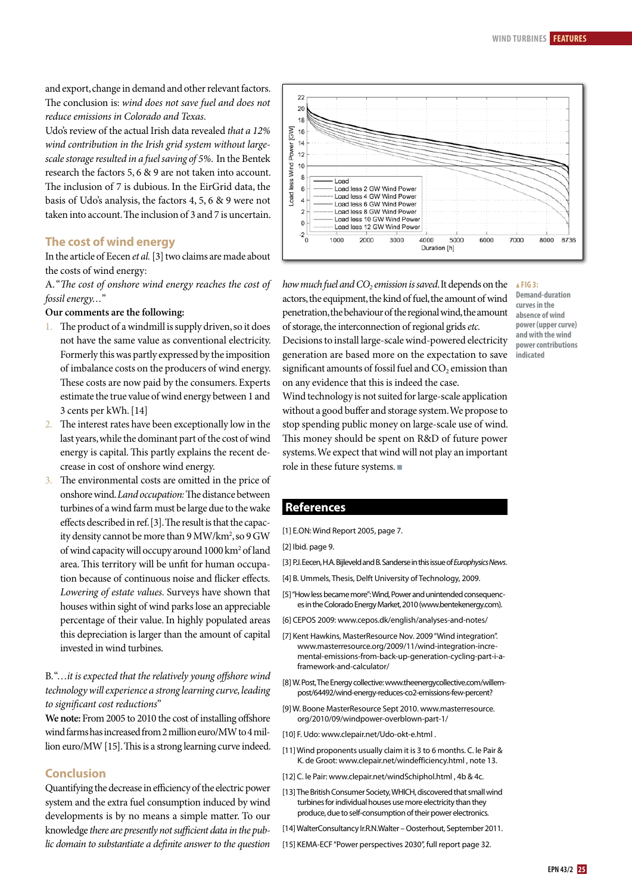and export, change in demand and other relevant factors. The conclusion is: *wind does not save fuel and does not reduce emissions in Colorado and Texas.*

Udo's review of the actual Irish data revealed *that a 12% wind contribution in the Irish grid system without large-scale storage resulted in a fuel saving of 5%.* In the Bentek research the factors 5, 6 & 9 are not taken into account. The inclusion of 7 is dubious. In the EirGrid data, the basis of Udo's analysis, the factors 4, 5, 6 & 9 were not taken into account. The inclusion of 3 and 7 is uncertain.

## The cost of wind energy

In the article of Eecen *et al.* [3] two claims are made about the cost of wind energy:

A. "*The cost of onshore wind energy reaches the cost of fossil energy…*"

**Our comments are the following:**

1. The product of a windmill is supply driven, so it does not have the same value as conventional electricity. Formerly this was partly expressed by the imposition of imbalance costs on the producers of wind energy. These costs are now paid by the consumers. Experts estimate the true value of wind energy between 1 and 3 cents per kWh. [14]
2. The interest rates have been exceptionally low in the last years, while the dominant part of the cost of wind energy is capital. This partly explains the recent decrease in cost of onshore wind energy.
3. The environmental costs are omitted in the price of onshore wind. *Land occupation:* The distance between turbines of a wind farm must be large due to the wake effects described in ref. [3]. The result is that the capacity density cannot be more than 9 MW/km$^2$, so 9 GW of wind capacity will occupy around 1000 km$^2$ of land area. This territory will be unfit for human occupation because of continuous noise and flicker effects. *Lowering of estate values.* Surveys have shown that houses within sight of wind parks lose an appreciable percentage of their value. In highly populated areas this depreciation is larger than the amount of capital invested in wind turbines.

B. "*…it is expected that the relatively young offshore wind technology will experience a strong learning curve, leading to significant cost reductions*"

**We note:** From 2005 to 2010 the cost of installing offshore wind farms has increased from 2 million euro/MW to 4 million euro/MW [15]. This is a strong learning curve indeed.

## Conclusion

Quantifying the decrease in efficiency of the electric power system and the extra fuel consumption induced by wind developments is by no means a simple matter. To our knowledge *there are presently not sufficient data in the public domain to substantiate a definite answer to the question how much fuel and $CO_2$ emission is saved.* It depends on the actors, the equipment, the kind of fuel, the amount of wind penetration, the behaviour of the regional wind, the amount of storage, the interconnection of regional grids *etc.*

Decisions to install large-scale wind-powered electricity generation are based more on the expectation to save significant amounts of fossil fuel and $CO_2$ emission than on any evidence that this is indeed the case.

Wind technology is not suited for large-scale application without a good buffer and storage system. We propose to stop spending public money on large-scale use of wind. This money should be spent on R&D of future power systems. We expect that wind will not play an important role in these future systems. ■

Load less Wind Power [GW]
22
20
18
16
14
12
10
8
6
4
2
0
-2
0
1000
2000
3000
4000
5000
6000
7000
8000
8736
Duration [h]
Load
Load less 2 GW Wind Power
Load less 4 GW Wind Power
Load less 6 GW Wind Power
Load less 8 GW Wind Power
Load less 10 GW Wind Power
Load less 12 GW Wind Power

▲FIG 3: Demand-duration curves in the absence of wind power (upper curve) and with the wind power contributions indicated

## References

[1] E.ON: Wind Report 2005, page 7.

[2] Ibid. page 9.

[3] P.J. Eecen, H.A. Bijleveld and B. Sanderse in this issue of *Europhysics News*.

[4] B. Ummels, Thesis, Delft University of Technology, 2009.

[5] "How less became more": Wind, Power and unintended consequences in the Colorado Energy Market, 2010 (www.bentekenergy.com).

[6] CEPOS 2009: www.cepos.dk/english/analyses-and-notes/

[7] Kent Hawkins, MasterResource Nov. 2009 "Wind integration". www.masterresource.org/2009/11/wind-integration-incremental-emissions-from-back-up-generation-cycling-part-i-a-framework-and-calculator/

[8] W. Post, The Energy collective: www.theenergycollective.com/willem-post/64492/wind-energy-reduces-co2-emissions-few-percent?

[9] W. Boone MasterResource Sept 2010. www.masterresource.org/2010/09/windpower-overblown-part-1/

[10] F. Udo: www.clepair.net/Udo-okt-e.html .

[11] Wind proponents usually claim it is 3 to 6 months. C. le Pair & K. de Groot: www.clepair.net/windefficiency.html , note 13.

[12] C. le Pair: www.clepair.net/windSchiphol.html , 4b & 4c.

[13] The British Consumer Society, WHICH, discovered that small wind turbines for individual houses use more electricity than they produce, due to self-consumption of their power electronics.

[14] WalterConsultancy Ir.R.N.Walter – Oosterhout, September 2011.

[15] KEMA-ECF "Power perspectives 2030", full report page 32.